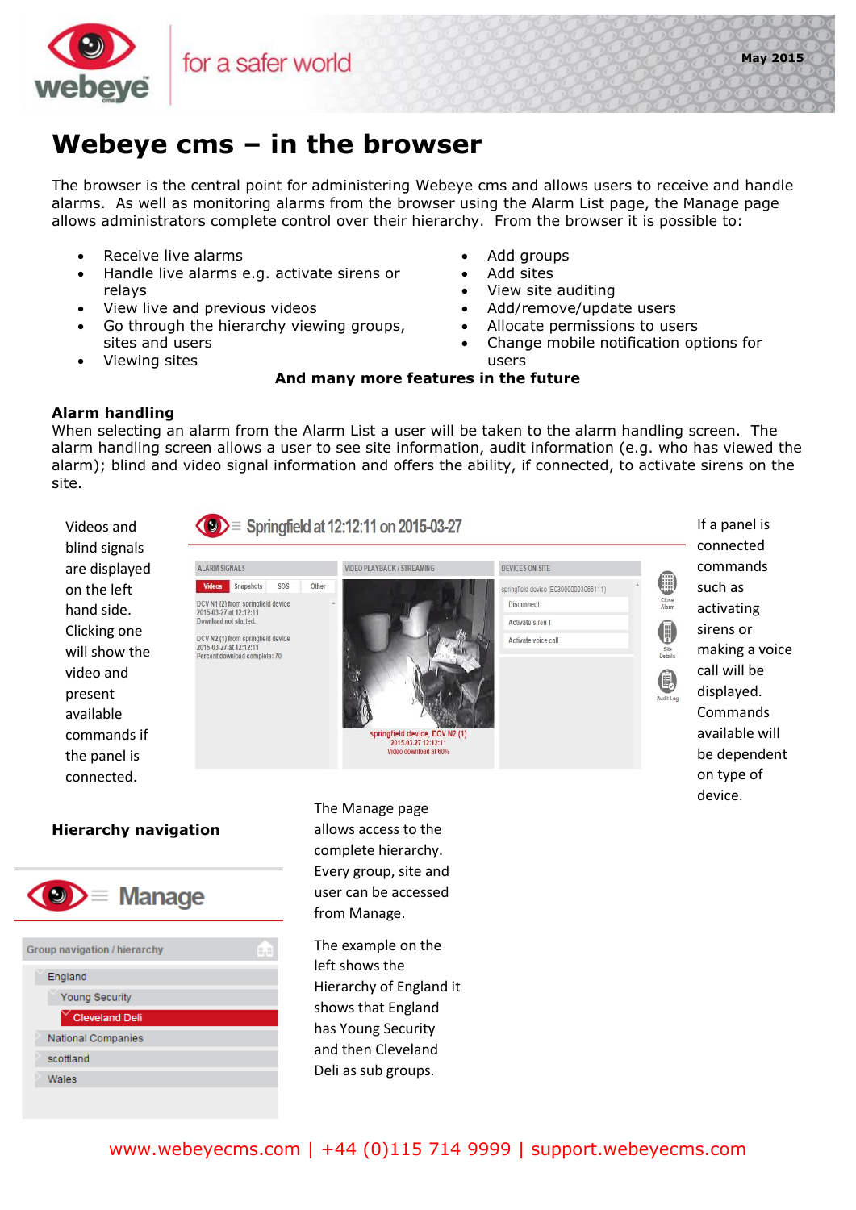# Webeye cms – in the browser

The browser is the central point for administering Webeye cms and allows users to receive and handle alarms. As well as monitoring alarms from the browser using the Alarm List page, the Manage page allows administrators complete control over their hierarchy. From the browser it is possible to:

- Receive live alarms
- Handle live alarms e.g. activate sirens or relays
- View live and previous videos
- Go through the hierarchy viewing groups, sites and users
- Viewing sites
- Add groups
- Add sites
- View site auditing
- Add/remove/update users
- Allocate permissions to users
- Change mobile notification options for users

**And many more features in the future**

## Alarm handling

When selecting an alarm from the Alarm List a user will be taken to the alarm handling screen. The alarm handling screen allows a user to see site information, audit information (e.g. who has viewed the alarm); blind and video signal information and offers the ability, if connected, to activate sirens on the site.

Videos and blind signals are displayed on the left hand side. Clicking one will show the video and present available commands if the panel is connected.

If a panel is connected commands such as activating sirens or making a voice call will be displayed. Commands available will be dependent on type of device.

## Hierarchy navigation

The Manage page allows access to the complete hierarchy. Every group, site and user can be accessed from Manage.

The example on the left shows the Hierarchy of England it shows that England has Young Security and then Cleveland Deli as sub groups.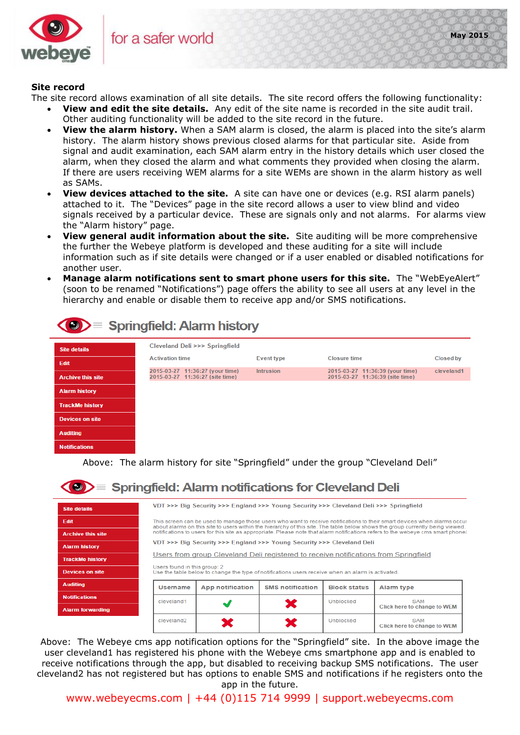## Site record

The site record allows examination of all site details. The site record offers the following functionality:

- **View and edit the site details.** Any edit of the site name is recorded in the site audit trail. Other auditing functionality will be added to the site record in the future.
- **View the alarm history.** When a SAM alarm is closed, the alarm is placed into the site's alarm history. The alarm history shows previous closed alarms for that particular site. Aside from signal and audit examination, each SAM alarm entry in the history details which user closed the alarm, when they closed the alarm and what comments they provided when closing the alarm. If there are users receiving WEM alarms for a site WEMs are shown in the alarm history as well as SAMs.
- **View devices attached to the site.** A site can have one or devices (e.g. RSI alarm panels) attached to it. The "Devices" page in the site record allows a user to view blind and video signals received by a particular device. These are signals only and not alarms. For alarms view the "Alarm history" page.
- **View general audit information about the site.** Site auditing will be more comprehensive the further the Webeye platform is developed and these auditing for a site will include information such as if site details were changed or if a user enabled or disabled notifications for another user.
- **Manage alarm notifications sent to smart phone users for this site.** The "WebEyeAlert" (soon to be renamed "Notifications") page offers the ability to see all users at any level in the hierarchy and enable or disable them to receive app and/or SMS notifications.

### Springfield: Alarm history

- Site details
- Edit
- Archive this site
- Alarm history
- TrackMe history
- Devices on site
- Auditing
- Notifications

Cleveland Deli >>> Springfield

| Activation time | Event type | Closure time | Closed by |
|---|---|---|---|
| 2015-03-27 11:36:27 (your time) 2015-03-27 11:36:27 (site time) | Intrusion | 2015-03-27 11:36:39 (your time) 2015-03-27 11:36:39 (site time) | cleveland1 |

Above: The alarm history for site "Springfield" under the group "Cleveland Deli"

### Springfield: Alarm notifications for Cleveland Deli

- Site details
- Edit
- Archive this site
- Alarm history
- TrackMe history
- Devices on site
- Auditing
- Notifications
- Alarm forwarding

VDT >>> Big Security >>> England >>> Young Security >>> Cleveland Deli >>> Springfield

This screen can be used to manage those users who want to receive notifications to their smart devices when alarms occur about alarms on this site to users within the hierarchy of this site. The table below shows the group currently being viewed. notifications to users for this site as appropriate. Please note that alarm notifications refers to the webeye cms smart phone

VDT >>> Big Security >>> England >>> Young Security >>> Cleveland Deli

Users from group Cleveland Deli registered to receive notifications from Springfield

Users found in this group: 2
Use the table below to change the type of notifications users receive when an alarm is activated.

| Username | App notification | SMS notification | Block status | Alarm type |
|---|---|---|---|---|
| cleveland1 | ✔ | ✘ | Unblocked | SAM Click here to change to WEM |
| cleveland2 | ✘ | ✘ | Unblocked | SAM Click here to change to WEM |

Above: The Webeye cms app notification options for the "Springfield" site. In the above image the user cleveland1 has registered his phone with the Webeye cms smartphone app and is enabled to receive notifications through the app, but disabled to receiving backup SMS notifications. The user cleveland2 has not registered but has options to enable SMS and notifications if he registers onto the app in the future.